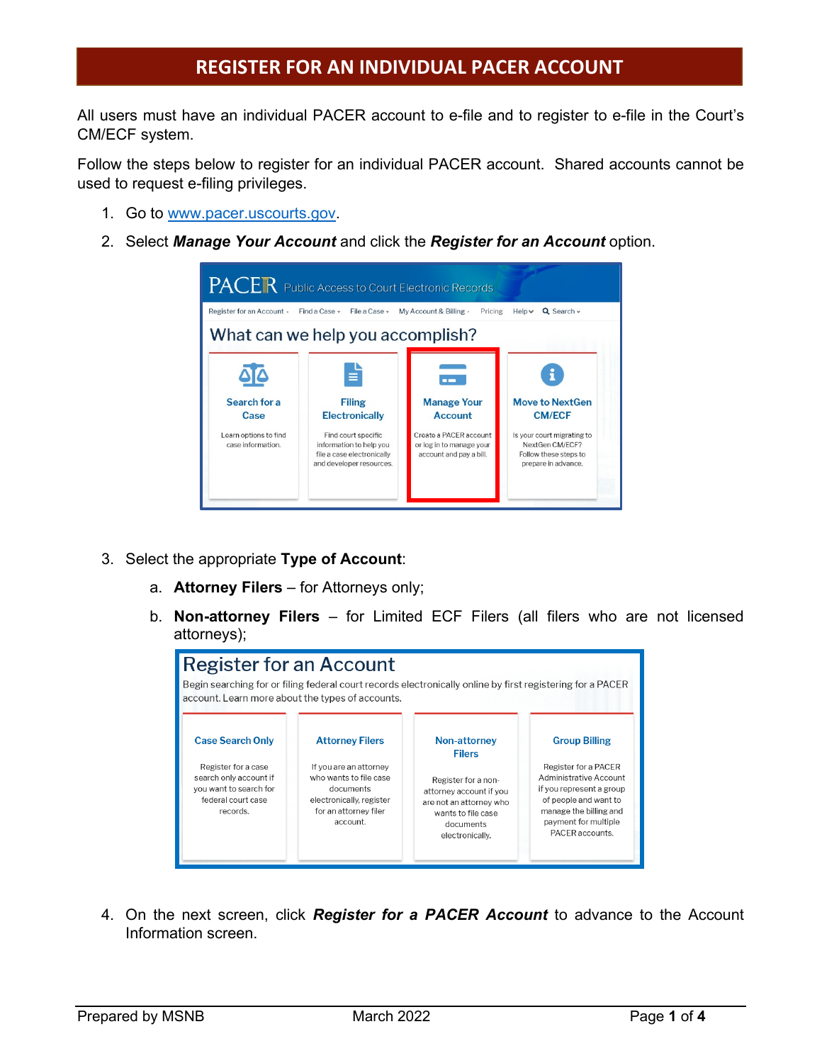# REGISTER FOR AN INDIVIDUAL PACER ACCOUNT

All users must have an individual PACER account to e-file and to register to e-file in the Court's CM/ECF system.

Follow the steps below to register for an individual PACER account. Shared accounts cannot be used to request e-filing privileges.

1. Go to www.pacer.uscourts.gov.
2. Select ***Manage Your Account*** and click the ***Register for an Account*** option.
3. Select the appropriate **Type of Account**:
   a. **Attorney Filers** – for Attorneys only;
   b. **Non-attorney Filers** – for Limited ECF Filers (all filers who are not licensed attorneys);
4. On the next screen, click ***Register for a PACER Account*** to advance to the Account Information screen.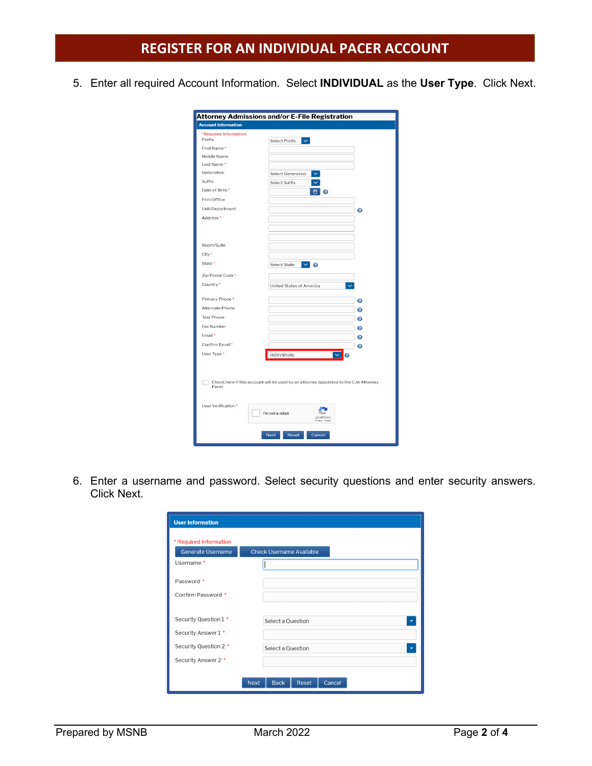# REGISTER FOR AN INDIVIDUAL PACER ACCOUNT

5. Enter all required Account Information. Select **INDIVIDUAL** as the **User Type**. Click Next.

**Attorney Admissions and/or E-File Registration**

**Account Information**

\* Required Information

- Prefix: Select Prefix
- First Name *
- Middle Name
- Last Name *
- Generation: Select Generation
- Suffix: Select Suffix
- Date of Birth *
- Firm/Office
- Unit/Department
- Address *
- Room/Suite
- City *
- State *: Select State
- Zip/Postal Code *
- Country *: United States of America
- Primary Phone *
- Alternate Phone
- Text Phone
- Fax Number
- Email *
- Confirm Email *
- User Type *: INDIVIDUAL

Check here if this account will be used by an attorney appointed to the CJA Attorney Panel

User Verification *: I'm not a robot

Next | Reset | Cancel

6. Enter a username and password. Select security questions and enter security answers. Click Next.

**User Information**

\* Required Information

Generate Username | Check Username Available

- Username *
- Password *
- Confirm Password *
- Security Question 1 *: Select a Question
- Security Answer 1 *
- Security Question 2 *: Select a Question
- Security Answer 2 *

Next | Back | Reset | Cancel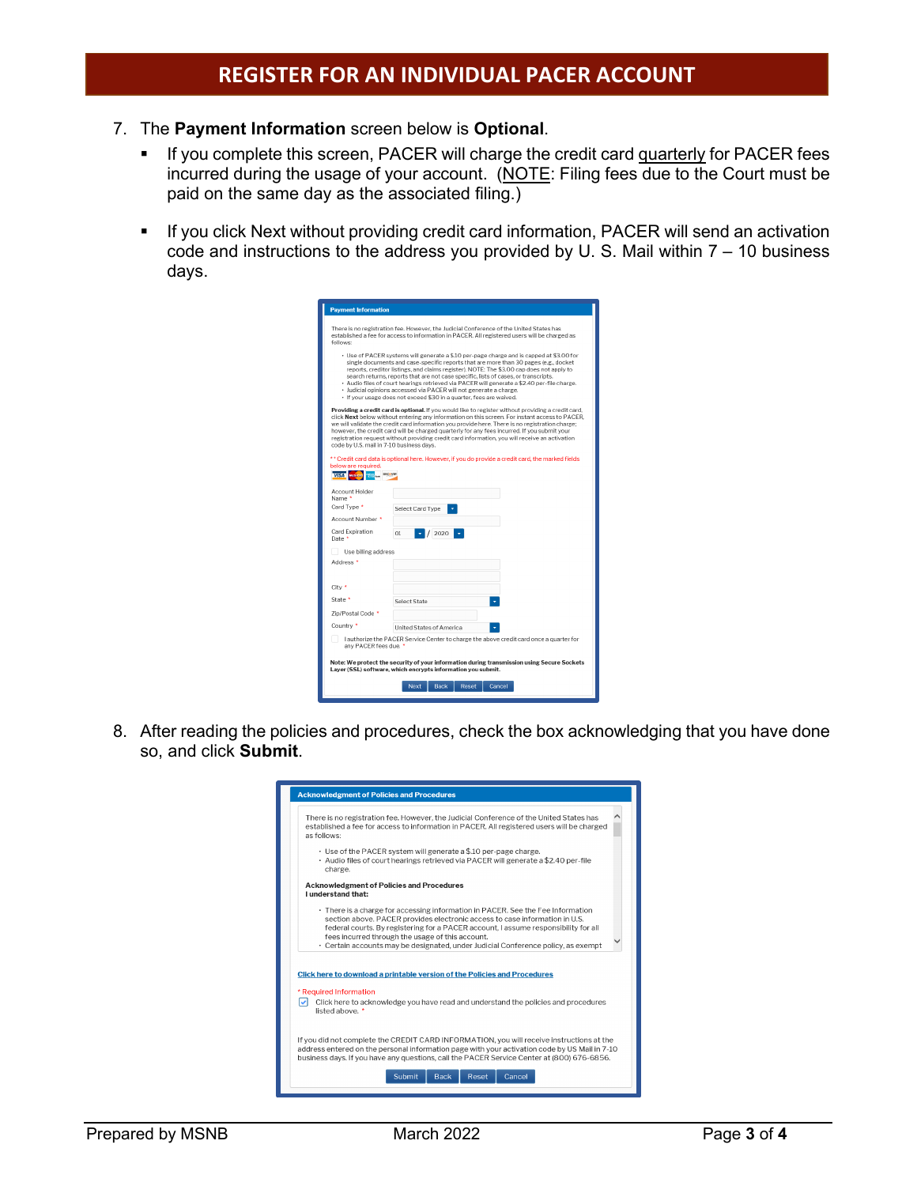# REGISTER FOR AN INDIVIDUAL PACER ACCOUNT

7. The **Payment Information** screen below is **Optional**.
   - If you complete this screen, PACER will charge the credit card quarterly for PACER fees incurred during the usage of your account. (NOTE: Filing fees due to the Court must be paid on the same day as the associated filing.)
   - If you click Next without providing credit card information, PACER will send an activation code and instructions to the address you provided by U. S. Mail within 7 – 10 business days.

**Payment Information**

There is no registration fee. However, the Judicial Conference of the United States has established a fee for access to information in PACER. All registered users will be charged as follows:

- Use of PACER systems will generate a $.10 per-page charge and is capped at $3.00 for single documents and case-specific reports that are more than 30 pages (e.g., docket reports, creditor listings, and claims register). NOTE: The $3.00 cap does not apply to search returns, reports that are not case specific, lists of cases, or transcripts.
- Audio files of court hearings retrieved via PACER will generate a $2.40 per-file charge.
- Judicial opinions accessed via PACER will not generate a charge.
- If your usage does not exceed $30 in a quarter, fees are waived.

**Providing a credit card is optional.** If you would like to register without providing a credit card, click **Next** below without entering any information on this screen. For instant access to PACER, we will validate the credit card information you provide here. There is no registration charge; however, the credit card will be charged quarterly for any fees incurred. If you submit your registration request without providing credit card information, you will receive an activation code by U.S. mail in 7-10 business days.

** Credit card data is optional here. However, if you do provide a credit card, the marked fields below are required.

Account Holder Name *
Card Type * Select Card Type
Account Number *
Card Expiration Date * 01 / 2020
Use billing address
Address *
City *
State * Select State
Zip/Postal Code *
Country * United States of America
I authorize the PACER Service Center to charge the above credit card once a quarter for any PACER fees due. *

**Note: We protect the security of your information during transmission using Secure Sockets Layer (SSL) software, which encrypts information you submit.**

Next | Back | Reset | Cancel

8. After reading the policies and procedures, check the box acknowledging that you have done so, and click **Submit**.

**Acknowledgment of Policies and Procedures**

There is no registration fee. However, the Judicial Conference of the United States has established a fee for access to information in PACER. All registered users will be charged as follows:

- Use of the PACER system will generate a $.10 per-page charge.
- Audio files of court hearings retrieved via PACER will generate a $2.40 per-file charge.

**Acknowledgment of Policies and Procedures**
**I understand that:**

- There is a charge for accessing information in PACER. See the Fee Information section above. PACER provides electronic access to case information in U.S. federal courts. By registering for a PACER account, I assume responsibility for all fees incurred through the usage of this account.
- Certain accounts may be designated, under Judicial Conference policy, as exempt

Click here to download a printable version of the Policies and Procedures

* Required Information
☑ Click here to acknowledge you have read and understand the policies and procedures listed above. *

If you did not complete the CREDIT CARD INFORMATION, you will receive instructions at the address entered on the personal information page with your activation code by US Mail in 7-10 business days. If you have any questions, call the PACER Service Center at (800) 676-6856.

Submit | Back | Reset | Cancel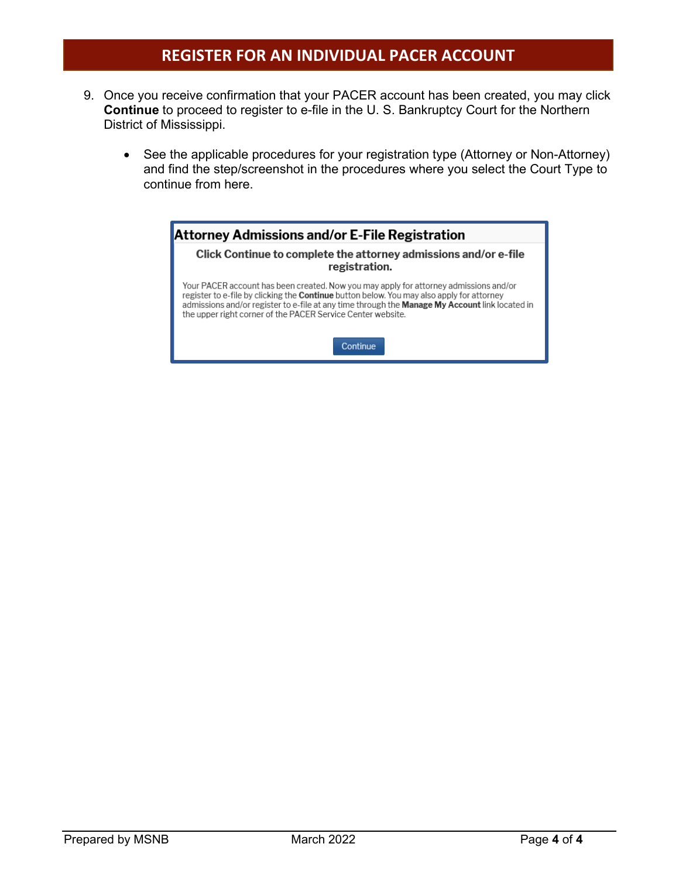## REGISTER FOR AN INDIVIDUAL PACER ACCOUNT

9. Once you receive confirmation that your PACER account has been created, you may click **Continue** to proceed to register to e-file in the U. S. Bankruptcy Court for the Northern District of Mississippi.

   - See the applicable procedures for your registration type (Attorney or Non-Attorney) and find the step/screenshot in the procedures where you select the Court Type to continue from here.

**Attorney Admissions and/or E-File Registration**

**Click Continue to complete the attorney admissions and/or e-file registration.**

Your PACER account has been created. Now you may apply for attorney admissions and/or register to e-file by clicking the **Continue** button below. You may also apply for attorney admissions and/or register to e-file at any time through the **Manage My Account** link located in the upper right corner of the PACER Service Center website.

Continue